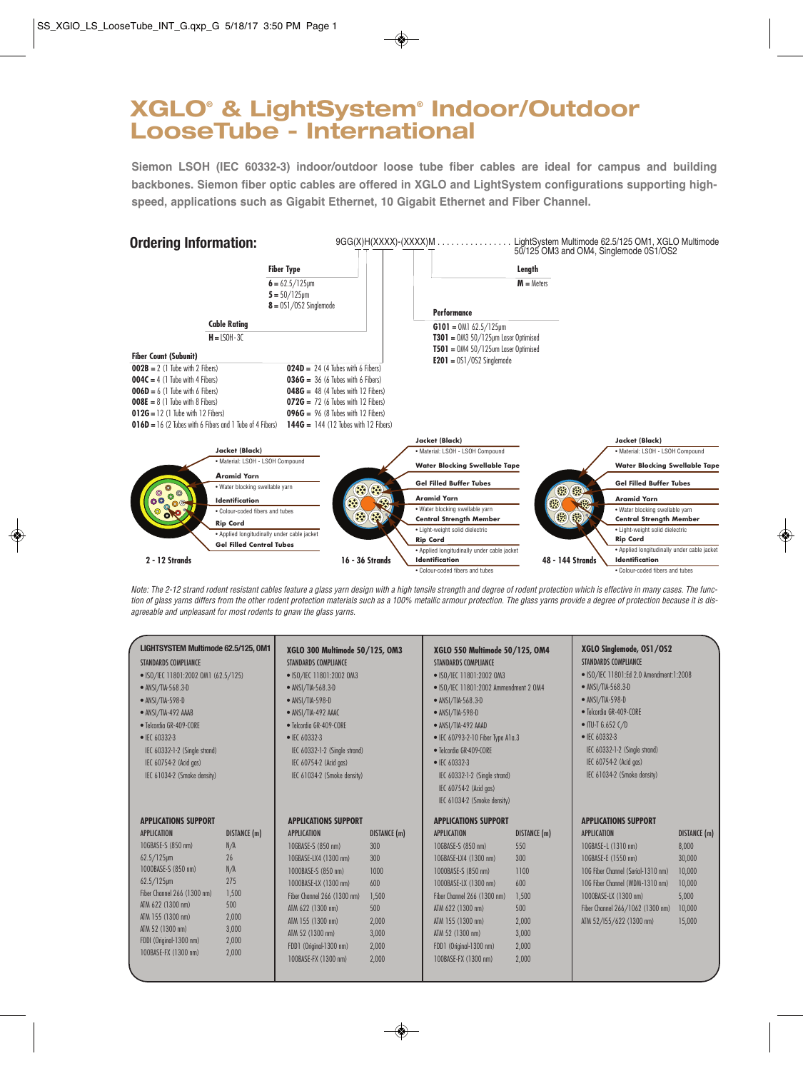# XGLO® & LightSystem® Indoor/Outdoor LooseTube - International

**Siemon LSOH (IEC 60332-3) indoor/outdoor loose tube fiber cables are ideal for campus and building backbones. Siemon fiber optic cables are offered in XGLO and LightSystem configurations supporting high-speed, applications such as Gigabit Ethernet, 10 Gigabit Ethernet and Fiber Channel.**

## Ordering Information:

9GG(X)H(XXXX)-(XXXX)M ................ LightSystem Multimode 62.5/125 OM1, XGLO Multimode 50/125 OM3 and OM4, Singlemode OS1/OS2

**Fiber Type**
- **6** = 62.5/125µm
- **5** = 50/125µm
- **8** = OS1/OS2 Singlemode

**Cable Rating**
- **H** = LSOH - 3C

**Fiber Count (Subunit)**
- **002B** = 2 (1 Tube with 2 Fibers)
- **004C** = 4 (1 Tube with 4 Fibers)
- **006D** = 6 (1 Tube with 6 Fibers)
- **008E** = 8 (1 Tube with 8 Fibers)
- **012G** = 12 (1 Tube with 12 Fibers)
- **016D** = 16 (2 Tubes with 6 Fibers and 1 Tube of 4 Fibers)
- **024D** = 24 (4 Tubes with 6 Fibers)
- **036G** = 36 (6 Tubes with 6 Fibers)
- **048G** = 48 (4 Tubes with 12 Fibers)
- **072G** = 72 (6 Tubes with 12 Fibers)
- **096G** = 96 (8 Tubes with 12 Fibers)
- **144G** = 144 (12 Tubes with 12 Fibers)

**Length**
- **M** = Meters

**Performance**
- **G101** = OM1 62.5/125µm
- **T301** = OM3 50/125µm Laser Optimised
- **T501** = OM4 50/125um Laser Optimised
- **E201** = OS1/OS2 Singlemode

**2 - 12 Strands**
- **Jacket (Black)**
  - Material: LSOH - LSOH Compound
- **Aramid Yarn**
  - Water blocking swellable yarn
- **Identification**
  - Colour-coded fibers and tubes
- **Rip Cord**
  - Applied longitudinally under cable jacket
- **Gel Filled Central Tubes**

**16 - 36 Strands**
- **Jacket (Black)**
  - Material: LSOH - LSOH Compound
- **Water Blocking Swellable Tape**
- **Gel Filled Buffer Tubes**
- **Aramid Yarn**
  - Water blocking swellable yarn
- **Central Strength Member**
  - Light-weight solid dielectric
- **Rip Cord**
  - Applied longitudinally under cable jacket
- **Identification**
  - Colour-coded fibers and tubes

**48 - 144 Strands**
- **Jacket (Black)**
  - Material: LSOH - LSOH Compound
- **Water Blocking Swellable Tape**
- **Gel Filled Buffer Tubes**
- **Aramid Yarn**
  - Water blocking swellable yarn
- **Central Strength Member**
  - Light-weight solid dielectric
- **Rip Cord**
  - Applied longitudinally under cable jacket
- **Identification**
  - Colour-coded fibers and tubes

*Note: The 2-12 strand rodent resistant cables feature a glass yarn design with a high tensile strength and degree of rodent protection which is effective in many cases. The function of glass yarns differs from the other rodent protection materials such as a 100% metallic armour protection. The glass yarns provide a degree of protection because it is disagreeable and unpleasant for most rodents to gnaw the glass yarns.*

### LIGHTSYSTEM Multimode 62.5/125, OM1

**STANDARDS COMPLIANCE**
- ISO/IEC 11801:2002 OM1 (62.5/125)
- ANSI/TIA-568.3-D
- ANSI/TIA-598-D
- ANSI/TIA-492 AAAB
- Telcordia GR-409-CORE
- IEC 60332-3
  - IEC 60332-1-2 (Single strand)
  - IEC 60754-2 (Acid gas)
  - IEC 61034-2 (Smoke density)

**APPLICATIONS SUPPORT**

| APPLICATION | DISTANCE (m) |
|---|---|
| 10GBASE-S (850 nm) | N/A |
| 62.5/125µm | 26 |
| 1000BASE-S (850 nm) | N/A |
| 62.5/125µm | 275 |
| Fiber Channel 266 (1300 nm) | 1,500 |
| ATM 622 (1300 nm) | 500 |
| ATM 155 (1300 nm) | 2,000 |
| ATM 52 (1300 nm) | 3,000 |
| FDDI (Original-1300 nm) | 2,000 |
| 100BASE-FX (1300 nm) | 2,000 |

### XGLO 300 Multimode 50/125, OM3

**STANDARDS COMPLIANCE**
- ISO/IEC 11801:2002 OM3
- ANSI/TIA-568.3-D
- ANSI/TIA-598-D
- ANSI/TIA-492 AAAC
- Telcordia GR-409-CORE
- IEC 60332-3
  - IEC 60332-1-2 (Single strand)
  - IEC 60754-2 (Acid gas)
  - IEC 61034-2 (Smoke density)

**APPLICATIONS SUPPORT**

| APPLICATION | DISTANCE (m) |
|---|---|
| 10GBASE-S (850 nm) | 300 |
| 10GBASE-LX4 (1300 nm) | 300 |
| 1000BASE-S (850 nm) | 1000 |
| 1000BASE-LX (1300 nm) | 600 |
| Fiber Channel 266 (1300 nm) | 1,500 |
| ATM 622 (1300 nm) | 500 |
| ATM 155 (1300 nm) | 2,000 |
| ATM 52 (1300 nm) | 3,000 |
| FDD1 (Original-1300 nm) | 2,000 |
| 100BASE-FX (1300 nm) | 2,000 |

### XGLO 550 Multimode 50/125, OM4

**STANDARDS COMPLIANCE**
- ISO/IEC 11801:2002 OM3
- ISO/IEC 11801:2002 Ammendment 2 OM4
- ANSI/TIA-568.3-D
- ANSI/TIA-598-D
- ANSI/TIA-492 AAAD
- IEC 60793-2-10 Fiber Type A1a.3
- Telcordia GR-409-CORE
- IEC 60332-3
  - IEC 60332-1-2 (Single strand)
  - IEC 60754-2 (Acid gas)
  - IEC 61034-2 (Smoke density)

**APPLICATIONS SUPPORT**

| APPLICATION | DISTANCE (m) |
|---|---|
| 10GBASE-S (850 nm) | 550 |
| 10GBASE-LX4 (1300 nm) | 300 |
| 1000BASE-S (850 nm) | 1100 |
| 1000BASE-LX (1300 nm) | 600 |
| Fiber Channel 266 (1300 nm) | 1,500 |
| ATM 622 (1300 nm) | 500 |
| ATM 155 (1300 nm) | 2,000 |
| ATM 52 (1300 nm) | 3,000 |
| FDD1 (Original-1300 nm) | 2,000 |
| 100BASE-FX (1300 nm) | 2,000 |

### XGLO Singlemode, OS1/OS2

**STANDARDS COMPLIANCE**
- ISO/IEC 11801:Ed 2.0 Amendment:1:2008
- ANSI/TIA-568.3-D
- ANSI/TIA-598-D
- Telcordia GR-409-CORE
- ITU-T G.652 C/D
- IEC 60332-3
  - IEC 60332-1-2 (Single strand)
  - IEC 60754-2 (Acid gas)
  - IEC 61034-2 (Smoke density)

**APPLICATIONS SUPPORT**

| APPLICATION | DISTANCE (m) |
|---|---|
| 10GBASE-L (1310 nm) | 8,000 |
| 10GBASE-E (1550 nm) | 30,000 |
| 10G Fiber Channel (Serial-1310 nm) | 10,000 |
| 10G Fiber Channel (WDM-1310 nm) | 10,000 |
| 1000BASE-LX (1300 nm) | 5,000 |
| Fiber Channel 266/1062 (1300 nm) | 10,000 |
| ATM 52/155/622 (1300 nm) | 15,000 |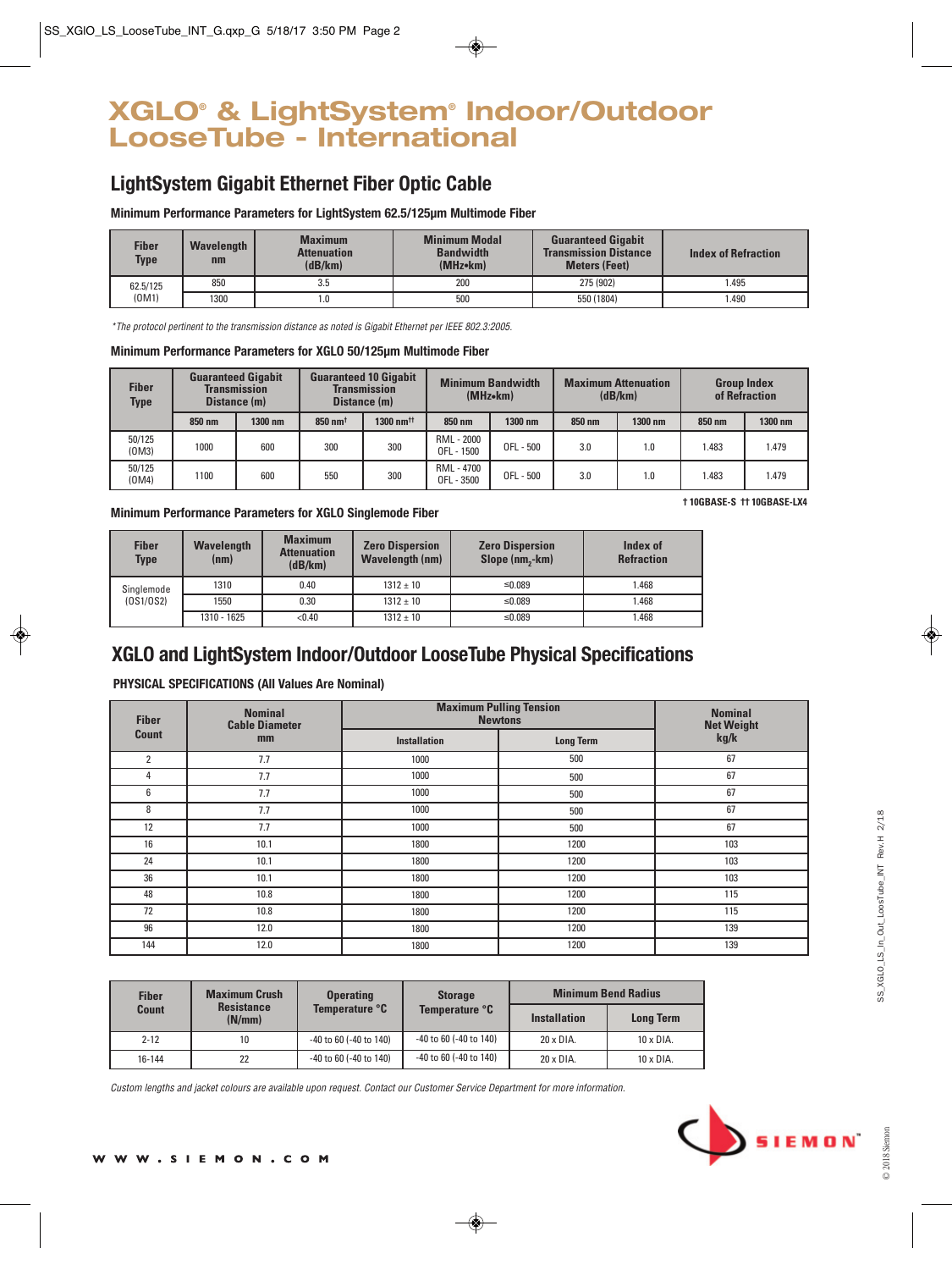# XGLO® & LightSystem® Indoor/Outdoor LooseTube - International

## LightSystem Gigabit Ethernet Fiber Optic Cable

### Minimum Performance Parameters for LightSystem 62.5/125µm Multimode Fiber

| Fiber Type | Wavelength nm | Maximum Attenuation (dB/km) | Minimum Modal Bandwidth (MHz•km) | Guaranteed Gigabit Transmission Distance Meters (Feet) | Index of Refraction |
|---|---|---|---|---|---|
| 62.5/125 (OM1) | 850 | 3.5 | 200 | 275 (902) | 1.495 |
| | 1300 | 1.0 | 500 | 550 (1804) | 1.490 |

*The protocol pertinent to the transmission distance as noted is Gigabit Ethernet per IEEE 802.3:2005.*

### Minimum Performance Parameters for XGLO 50/125µm Multimode Fiber

| Fiber Type | Guaranteed Gigabit Transmission Distance (m) | | Guaranteed 10 Gigabit Transmission Distance (m) | | Minimum Bandwidth (MHz•km) | | Maximum Attenuation (dB/km) | | Group Index of Refraction | |
|---|---|---|---|---|---|---|---|---|---|---|
| | 850 nm | 1300 nm | 850 nm† | 1300 nm†† | 850 nm | 1300 nm | 850 nm | 1300 nm | 850 nm | 1300 nm |
| 50/125 (OM3) | 1000 | 600 | 300 | 300 | RML - 2000 OFL - 1500 | OFL - 500 | 3.0 | 1.0 | 1.483 | 1.479 |
| 50/125 (OM4) | 1100 | 600 | 550 | 300 | RML - 4700 OFL - 3500 | OFL - 500 | 3.0 | 1.0 | 1.483 | 1.479 |

† 10GBASE-S †† 10GBASE-LX4

### Minimum Performance Parameters for XGLO Singlemode Fiber

| Fiber Type | Wavelength (nm) | Maximum Attenuation (dB/km) | Zero Dispersion Wavelength (nm) | Zero Dispersion Slope ($nm_2$-km) | Index of Refraction |
|---|---|---|---|---|---|
| Singlemode (OS1/OS2) | 1310 | 0.40 | 1312 ± 10 | ≤0.089 | 1.468 |
| | 1550 | 0.30 | 1312 ± 10 | ≤0.089 | 1.468 |
| | 1310 - 1625 | <0.40 | 1312 ± 10 | ≤0.089 | 1.468 |

## XGLO and LightSystem Indoor/Outdoor LooseTube Physical Specifications

### PHYSICAL SPECIFICATIONS (All Values Are Nominal)

| Fiber Count | Nominal Cable Diameter mm | Maximum Pulling Tension Newtons | | Nominal Net Weight kg/k |
|---|---|---|---|---|
| | | Installation | Long Term | |
| 2 | 7.7 | 1000 | 500 | 67 |
| 4 | 7.7 | 1000 | 500 | 67 |
| 6 | 7.7 | 1000 | 500 | 67 |
| 8 | 7.7 | 1000 | 500 | 67 |
| 12 | 7.7 | 1000 | 500 | 67 |
| 16 | 10.1 | 1800 | 1200 | 103 |
| 24 | 10.1 | 1800 | 1200 | 103 |
| 36 | 10.1 | 1800 | 1200 | 103 |
| 48 | 10.8 | 1800 | 1200 | 115 |
| 72 | 10.8 | 1800 | 1200 | 115 |
| 96 | 12.0 | 1800 | 1200 | 139 |
| 144 | 12.0 | 1800 | 1200 | 139 |

| Fiber Count | Maximum Crush Resistance (N/mm) | Operating Temperature °C | Storage Temperature °C | Minimum Bend Radius | |
|---|---|---|---|---|---|
| | | | | Installation | Long Term |
| 2-12 | 10 | -40 to 60 (-40 to 140) | -40 to 60 (-40 to 140) | 20 x DIA. | 10 x DIA. |
| 16-144 | 22 | -40 to 60 (-40 to 140) | -40 to 60 (-40 to 140) | 20 x DIA. | 10 x DIA. |

*Custom lengths and jacket colours are available upon request. Contact our Customer Service Department for more information.*

WWW.SIEMON.COM

SIEMON™

SS_XGLO_LS_In_Out_LoosTube_INT Rev.H 2/18

© 2018 Siemon